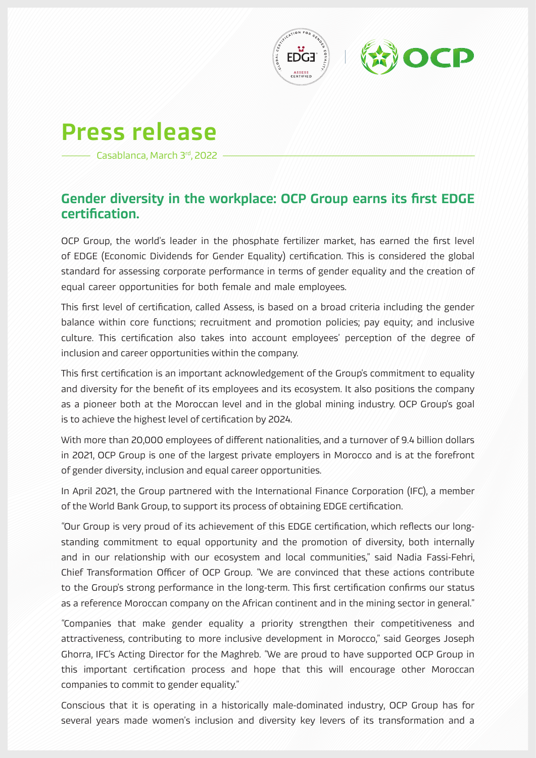# Press release

Casablanca, March 3rd, 2022

## Gender diversity in the workplace: OCP Group earns its first EDGE certification.

OCP Group, the world's leader in the phosphate fertilizer market, has earned the first level of EDGE (Economic Dividends for Gender Equality) certification. This is considered the global standard for assessing corporate performance in terms of gender equality and the creation of equal career opportunities for both female and male employees.

This first level of certification, called Assess, is based on a broad criteria including the gender balance within core functions; recruitment and promotion policies; pay equity; and inclusive culture. This certification also takes into account employees' perception of the degree of inclusion and career opportunities within the company.

This first certification is an important acknowledgement of the Group's commitment to equality and diversity for the benefit of its employees and its ecosystem. It also positions the company as a pioneer both at the Moroccan level and in the global mining industry. OCP Group's goal is to achieve the highest level of certification by 2024.

With more than 20,000 employees of different nationalities, and a turnover of 9.4 billion dollars in 2021, OCP Group is one of the largest private employers in Morocco and is at the forefront of gender diversity, inclusion and equal career opportunities.

In April 2021, the Group partnered with the International Finance Corporation (IFC), a member of the World Bank Group, to support its process of obtaining EDGE certification.

"Our Group is very proud of its achievement of this EDGE certification, which reflects our long-standing commitment to equal opportunity and the promotion of diversity, both internally and in our relationship with our ecosystem and local communities," said Nadia Fassi-Fehri, Chief Transformation Officer of OCP Group. "We are convinced that these actions contribute to the Group's strong performance in the long-term. This first certification confirms our status as a reference Moroccan company on the African continent and in the mining sector in general."

"Companies that make gender equality a priority strengthen their competitiveness and attractiveness, contributing to more inclusive development in Morocco," said Georges Joseph Ghorra, IFC's Acting Director for the Maghreb. "We are proud to have supported OCP Group in this important certification process and hope that this will encourage other Moroccan companies to commit to gender equality."

Conscious that it is operating in a historically male-dominated industry, OCP Group has for several years made women's inclusion and diversity key levers of its transformation and a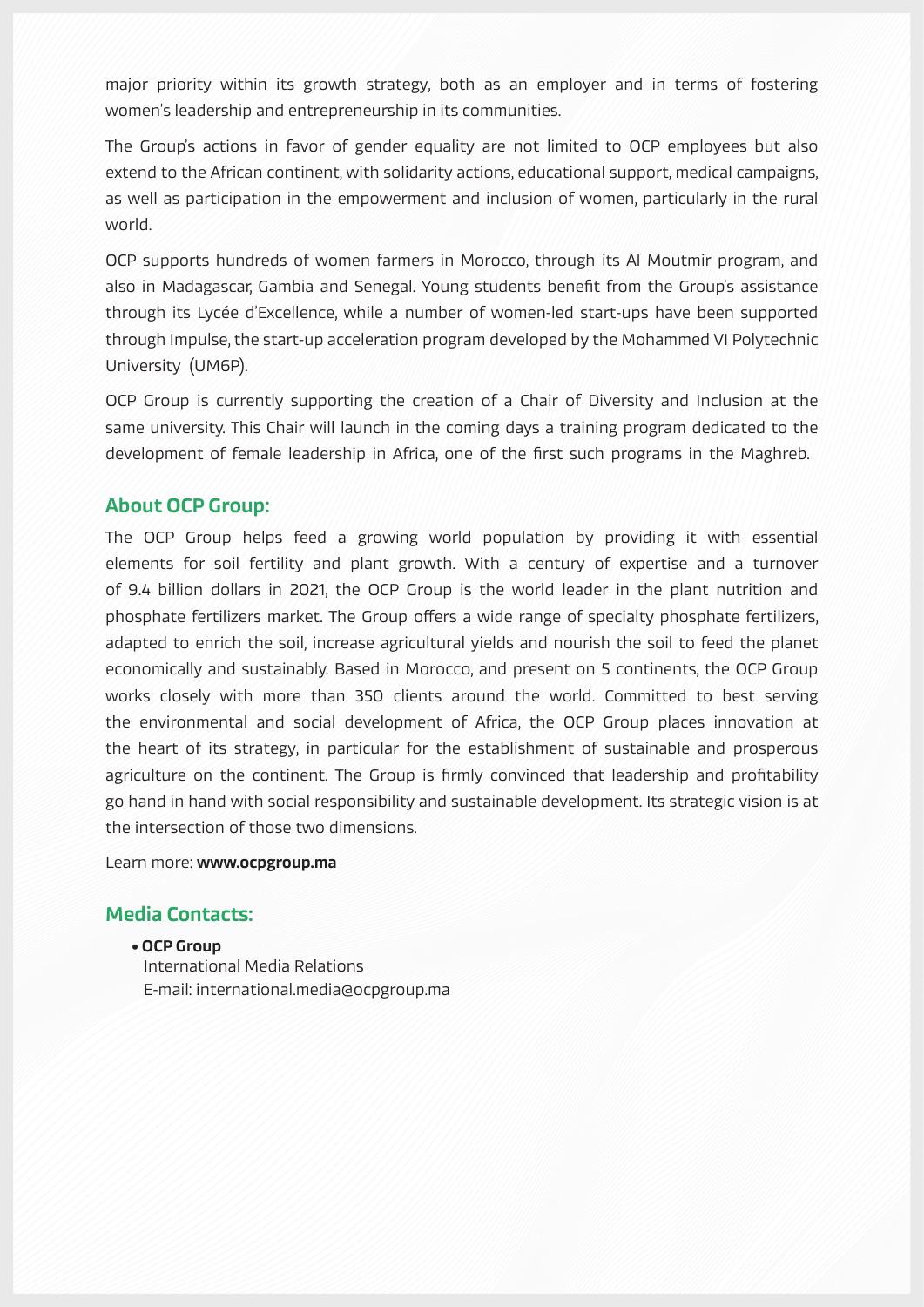major priority within its growth strategy, both as an employer and in terms of fostering women's leadership and entrepreneurship in its communities.

The Group's actions in favor of gender equality are not limited to OCP employees but also extend to the African continent, with solidarity actions, educational support, medical campaigns, as well as participation in the empowerment and inclusion of women, particularly in the rural world.

OCP supports hundreds of women farmers in Morocco, through its Al Moutmir program, and also in Madagascar, Gambia and Senegal. Young students benefit from the Group's assistance through its Lycée d'Excellence, while a number of women-led start-ups have been supported through Impulse, the start-up acceleration program developed by the Mohammed VI Polytechnic University (UM6P).

OCP Group is currently supporting the creation of a Chair of Diversity and Inclusion at the same university. This Chair will launch in the coming days a training program dedicated to the development of female leadership in Africa, one of the first such programs in the Maghreb.

## About OCP Group:

The OCP Group helps feed a growing world population by providing it with essential elements for soil fertility and plant growth. With a century of expertise and a turnover of 9.4 billion dollars in 2021, the OCP Group is the world leader in the plant nutrition and phosphate fertilizers market. The Group offers a wide range of specialty phosphate fertilizers, adapted to enrich the soil, increase agricultural yields and nourish the soil to feed the planet economically and sustainably. Based in Morocco, and present on 5 continents, the OCP Group works closely with more than 350 clients around the world. Committed to best serving the environmental and social development of Africa, the OCP Group places innovation at the heart of its strategy, in particular for the establishment of sustainable and prosperous agriculture on the continent. The Group is firmly convinced that leadership and profitability go hand in hand with social responsibility and sustainable development. Its strategic vision is at the intersection of those two dimensions.

Learn more: **www.ocpgroup.ma**

## Media Contacts:

- **OCP Group**
  International Media Relations
  E-mail: international.media@ocpgroup.ma